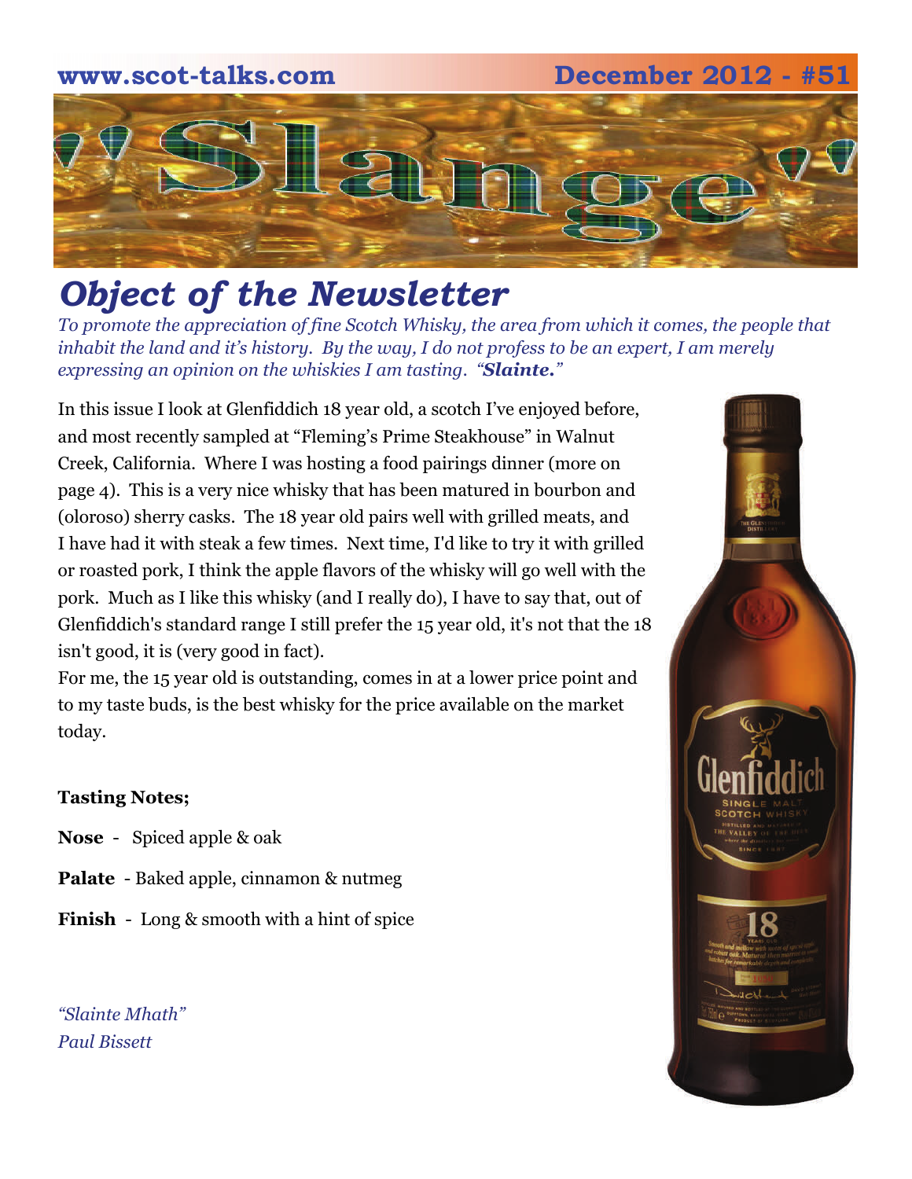www.scot-talks.com December 2012 - #51

# "Slange"

## *Object of the Newsletter*

*To promote the appreciation of fine Scotch Whisky, the area from which it comes, the people that inhabit the land and it's history. By the way, I do not profess to be an expert, I am merely expressing an opinion on the whiskies I am tasting. "**Slainte.**"*

In this issue I look at Glenfiddich 18 year old, a scotch I've enjoyed before, and most recently sampled at "Fleming's Prime Steakhouse" in Walnut Creek, California. Where I was hosting a food pairings dinner (more on page 4). This is a very nice whisky that has been matured in bourbon and (oloroso) sherry casks. The 18 year old pairs well with grilled meats, and I have had it with steak a few times. Next time, I'd like to try it with grilled or roasted pork, I think the apple flavors of the whisky will go well with the pork. Much as I like this whisky (and I really do), I have to say that, out of Glenfiddich's standard range I still prefer the 15 year old, it's not that the 18 isn't good, it is (very good in fact).

For me, the 15 year old is outstanding, comes in at a lower price point and to my taste buds, is the best whisky for the price available on the market today.

**Tasting Notes;**

**Nose** - Spiced apple & oak

**Palate** - Baked apple, cinnamon & nutmeg

**Finish** - Long & smooth with a hint of spice

*"Slainte Mhath"*
*Paul Bissett*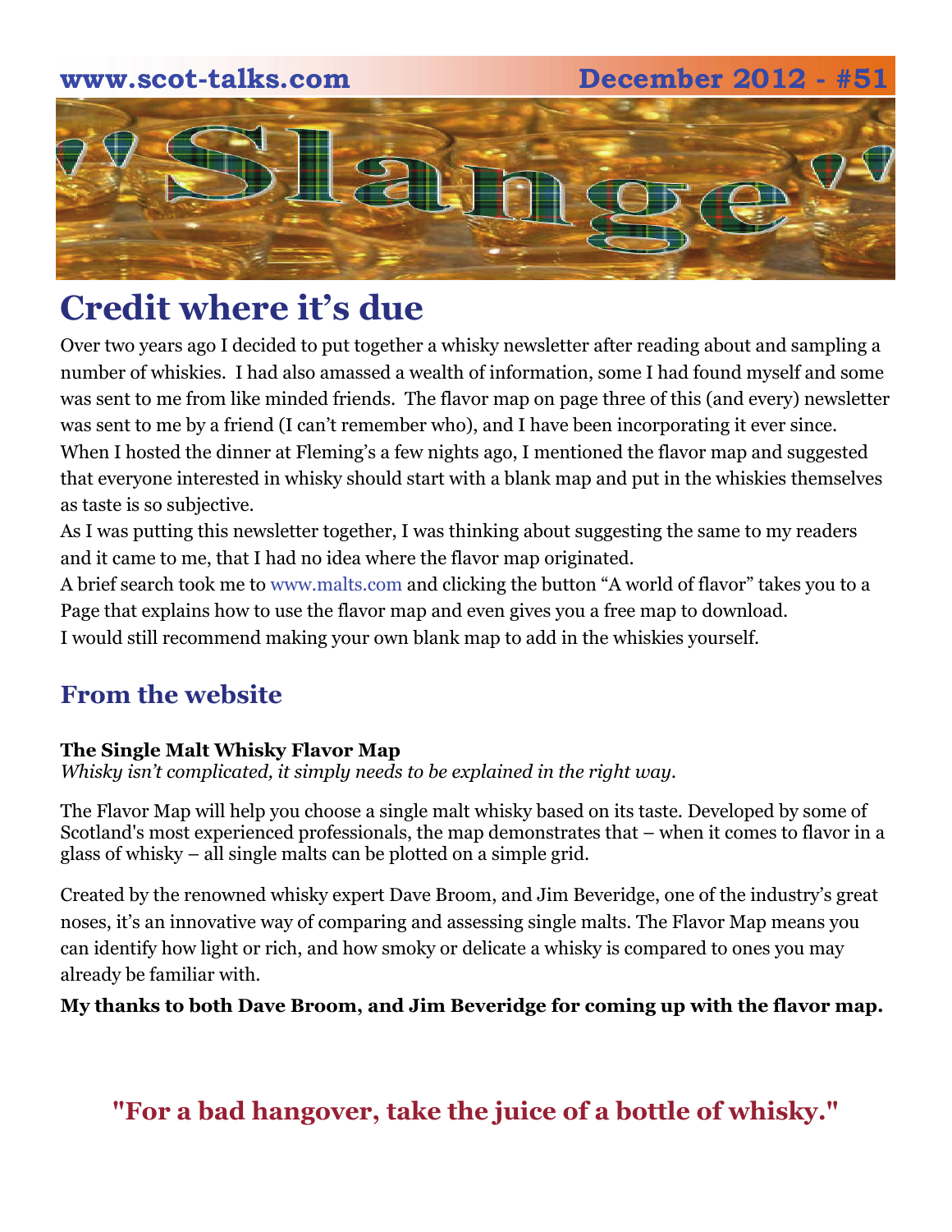# Credit where it's due

Over two years ago I decided to put together a whisky newsletter after reading about and sampling a number of whiskies. I had also amassed a wealth of information, some I had found myself and some was sent to me from like minded friends. The flavor map on page three of this (and every) newsletter was sent to me by a friend (I can't remember who), and I have been incorporating it ever since. When I hosted the dinner at Fleming's a few nights ago, I mentioned the flavor map and suggested that everyone interested in whisky should start with a blank map and put in the whiskies themselves as taste is so subjective.

As I was putting this newsletter together, I was thinking about suggesting the same to my readers and it came to me, that I had no idea where the flavor map originated.

A brief search took me to www.malts.com and clicking the button "A world of flavor" takes you to a Page that explains how to use the flavor map and even gives you a free map to download.

I would still recommend making your own blank map to add in the whiskies yourself.

## From the website

**The Single Malt Whisky Flavor Map**

*Whisky isn't complicated, it simply needs to be explained in the right way.*

The Flavor Map will help you choose a single malt whisky based on its taste. Developed by some of Scotland's most experienced professionals, the map demonstrates that – when it comes to flavor in a glass of whisky – all single malts can be plotted on a simple grid.

Created by the renowned whisky expert Dave Broom, and Jim Beveridge, one of the industry's great noses, it's an innovative way of comparing and assessing single malts. The Flavor Map means you can identify how light or rich, and how smoky or delicate a whisky is compared to ones you may already be familiar with.

**My thanks to both Dave Broom, and Jim Beveridge for coming up with the flavor map.**

**"For a bad hangover, take the juice of a bottle of whisky."**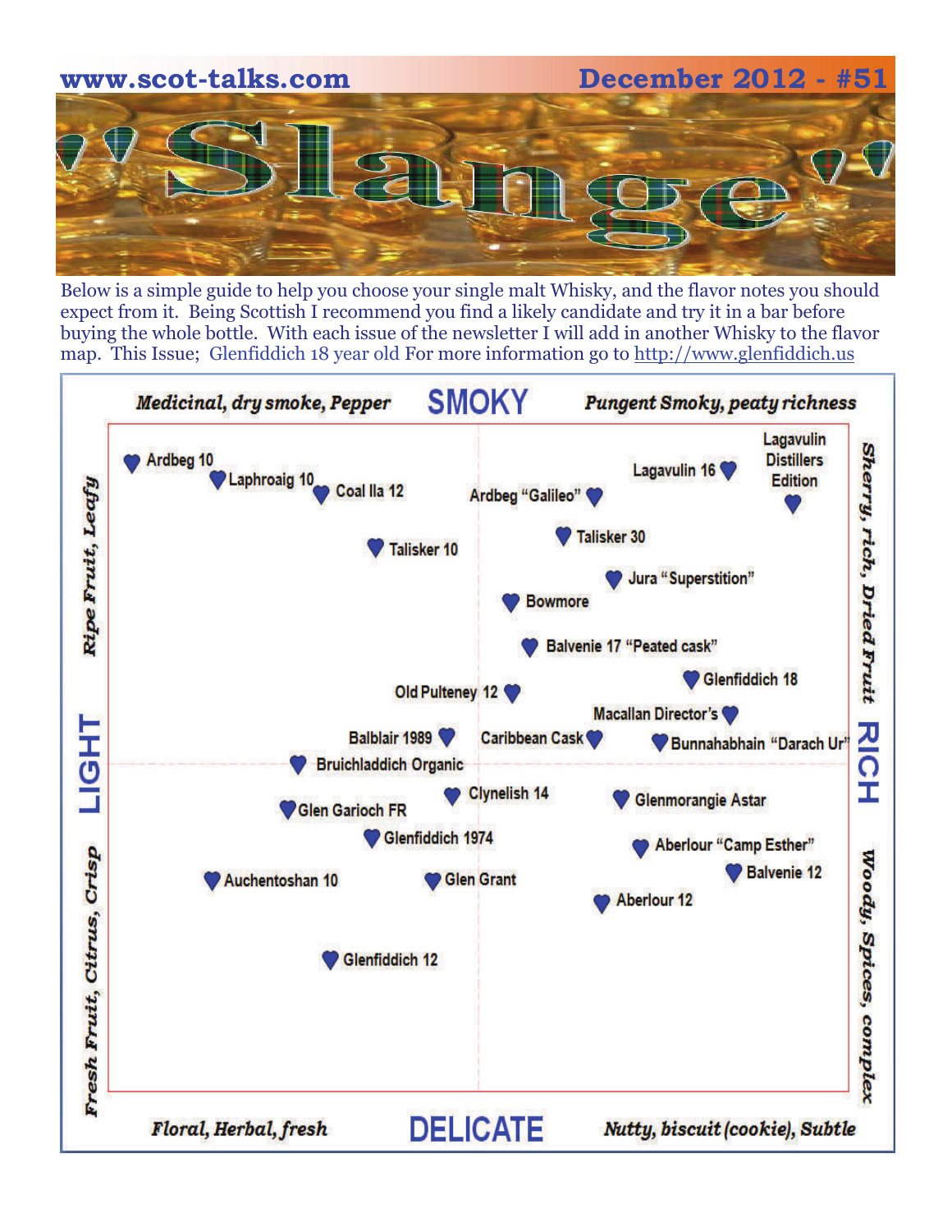www.scot-talks.com December 2012 - #51

# "Slange"

Below is a simple guide to help you choose your single malt Whisky, and the flavor notes you should expect from it. Being Scottish I recommend you find a likely candidate and try it in a bar before buying the whole bottle. With each issue of the newsletter I will add in another Whisky to the flavor map. This Issue; Glenfiddich 18 year old For more information go to http://www.glenfiddich.us

## SMOKY

*Medicinal, dry smoke, Pepper* — *Pungent Smoky, peaty richness*

**LIGHT**: *Ripe Fruit, Leafy* / *Fresh Fruit, Citrus, Crisp*

**RICH**: *Sherry, rich, Dried Fruit* / *Woody, Spices, complex*

## DELICATE

*Floral, Herbal, fresh* — *Nutty, biscuit (cookie), Subtle*

Whiskies on the flavor map:

- Ardbeg 10
- Laphroaig 10
- Coal Ila 12
- Lagavulin 16
- Lagavulin Distillers Edition
- Ardbeg "Galileo"
- Talisker 10
- Talisker 30
- Jura "Superstition"
- Bowmore
- Balvenie 17 "Peated cask"
- Glenfiddich 18
- Old Pulteney 12
- Macallan Director's
- Balblair 1989
- Caribbean Cask
- Bunnahabhain "Darach Ur"
- Bruichladdich Organic
- Clynelish 14
- Glenmorangie Astar
- Glen Garioch FR
- Glenfiddich 1974
- Aberlour "Camp Esther"
- Balvenie 12
- Auchentoshan 10
- Glen Grant
- Aberlour 12
- Glenfiddich 12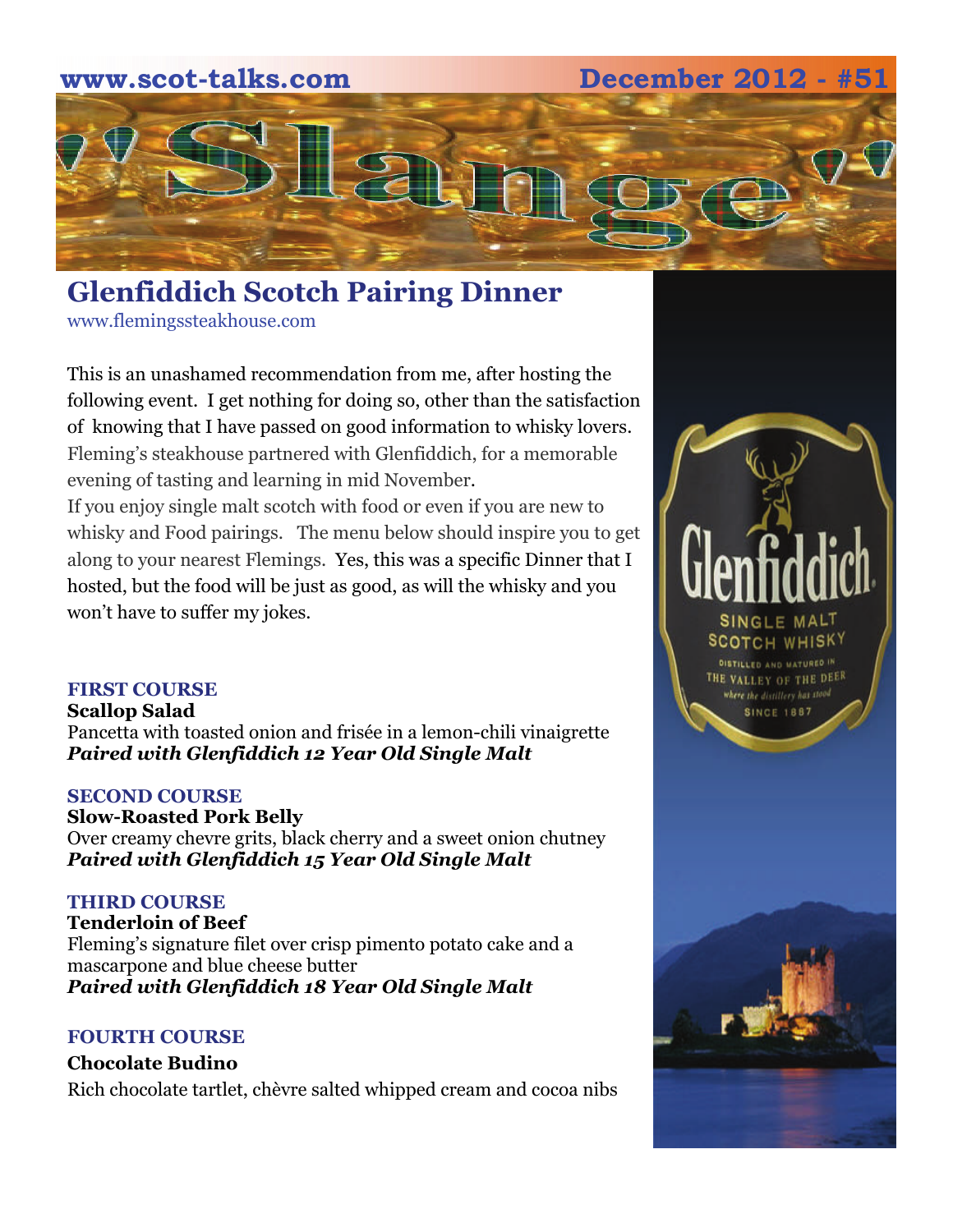www.scot-talks.com December 2012 - #51

# "Slange"

## Glenfiddich Scotch Pairing Dinner

www.flemingssteakhouse.com

This is an unashamed recommendation from me, after hosting the following event. I get nothing for doing so, other than the satisfaction of knowing that I have passed on good information to whisky lovers. Fleming's steakhouse partnered with Glenfiddich, for a memorable evening of tasting and learning in mid November.

If you enjoy single malt scotch with food or even if you are new to whisky and Food pairings. The menu below should inspire you to get along to your nearest Flemings. Yes, this was a specific Dinner that I hosted, but the food will be just as good, as will the whisky and you won't have to suffer my jokes.

### FIRST COURSE

**Scallop Salad**
Pancetta with toasted onion and frisée in a lemon-chili vinaigrette
***Paired with Glenfiddich 12 Year Old Single Malt***

### SECOND COURSE

**Slow-Roasted Pork Belly**
Over creamy chevre grits, black cherry and a sweet onion chutney
***Paired with Glenfiddich 15 Year Old Single Malt***

### THIRD COURSE

**Tenderloin of Beef**
Fleming's signature filet over crisp pimento potato cake and a mascarpone and blue cheese butter
***Paired with Glenfiddich 18 Year Old Single Malt***

### FOURTH COURSE

**Chocolate Budino**
Rich chocolate tartlet, chèvre salted whipped cream and cocoa nibs

Glenfiddich
SINGLE MALT SCOTCH WHISKY
DISTILLED AND MATURED IN THE VALLEY OF THE DEER where the distillery has stood SINCE 1887